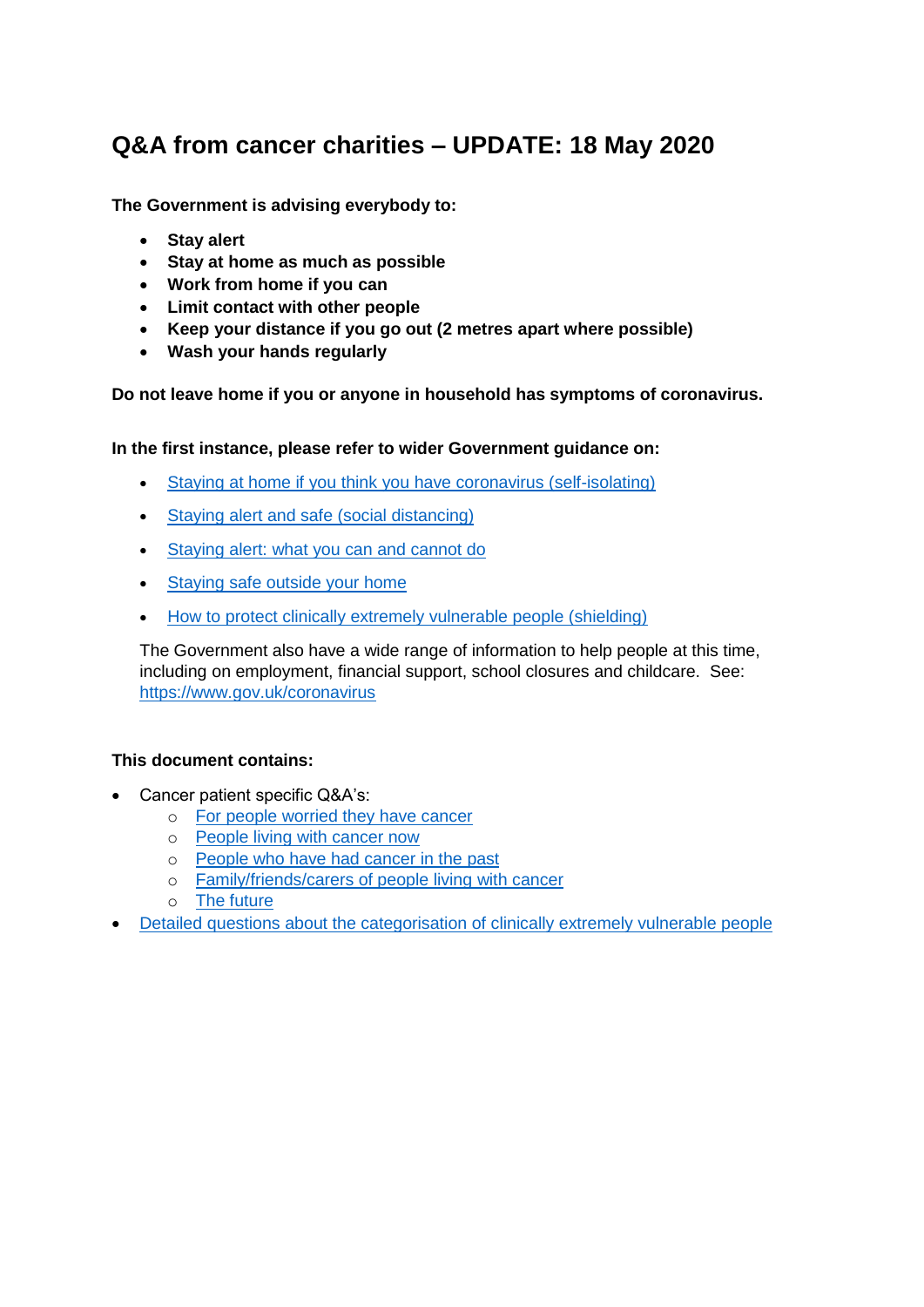# Q&A from cancer charities – UPDATE: 18 May 2020

**The Government is advising everybody to:**

- **Stay alert**
- **Stay at home as much as possible**
- **Work from home if you can**
- **Limit contact with other people**
- **Keep your distance if you go out (2 metres apart where possible)**
- **Wash your hands regularly**

**Do not leave home if you or anyone in household has symptoms of coronavirus.**

**In the first instance, please refer to wider Government guidance on:**

- Staying at home if you think you have coronavirus (self-isolating)
- Staying alert and safe (social distancing)
- Staying alert: what you can and cannot do
- Staying safe outside your home
- How to protect clinically extremely vulnerable people (shielding)

The Government also have a wide range of information to help people at this time, including on employment, financial support, school closures and childcare. See: https://www.gov.uk/coronavirus

**This document contains:**

- Cancer patient specific Q&A's:
  - For people worried they have cancer
  - People living with cancer now
  - People who have had cancer in the past
  - Family/friends/carers of people living with cancer
  - The future
- Detailed questions about the categorisation of clinically extremely vulnerable people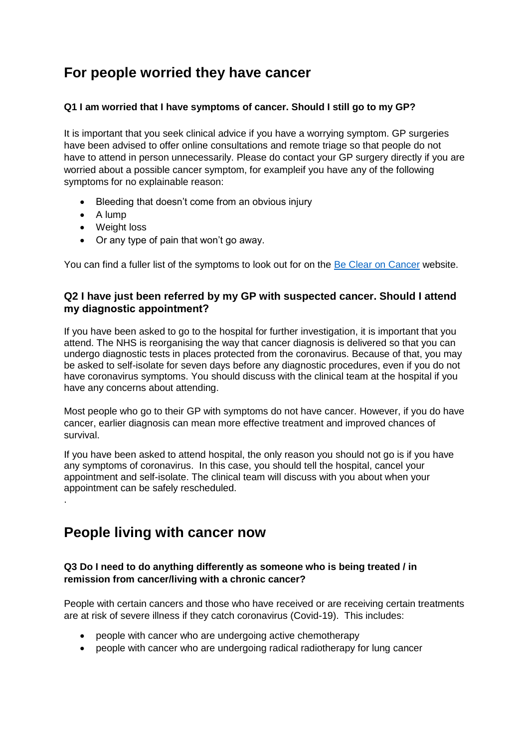# For people worried they have cancer

**Q1 I am worried that I have symptoms of cancer. Should I still go to my GP?**

It is important that you seek clinical advice if you have a worrying symptom. GP surgeries have been advised to offer online consultations and remote triage so that people do not have to attend in person unnecessarily. Please do contact your GP surgery directly if you are worried about a possible cancer symptom, for exampleif you have any of the following symptoms for no explainable reason:

- Bleeding that doesn't come from an obvious injury
- A lump
- Weight loss
- Or any type of pain that won't go away.

You can find a fuller list of the symptoms to look out for on the [Be Clear on Cancer] website.

**Q2 I have just been referred by my GP with suspected cancer. Should I attend my diagnostic appointment?**

If you have been asked to go to the hospital for further investigation, it is important that you attend. The NHS is reorganising the way that cancer diagnosis is delivered so that you can undergo diagnostic tests in places protected from the coronavirus. Because of that, you may be asked to self-isolate for seven days before any diagnostic procedures, even if you do not have coronavirus symptoms. You should discuss with the clinical team at the hospital if you have any concerns about attending.

Most people who go to their GP with symptoms do not have cancer. However, if you do have cancer, earlier diagnosis can mean more effective treatment and improved chances of survival.

If you have been asked to attend hospital, the only reason you should not go is if you have any symptoms of coronavirus. In this case, you should tell the hospital, cancel your appointment and self-isolate. The clinical team will discuss with you about when your appointment can be safely rescheduled.

.

# People living with cancer now

**Q3 Do I need to do anything differently as someone who is being treated / in remission from cancer/living with a chronic cancer?**

People with certain cancers and those who have received or are receiving certain treatments are at risk of severe illness if they catch coronavirus (Covid-19). This includes:

- people with cancer who are undergoing active chemotherapy
- people with cancer who are undergoing radical radiotherapy for lung cancer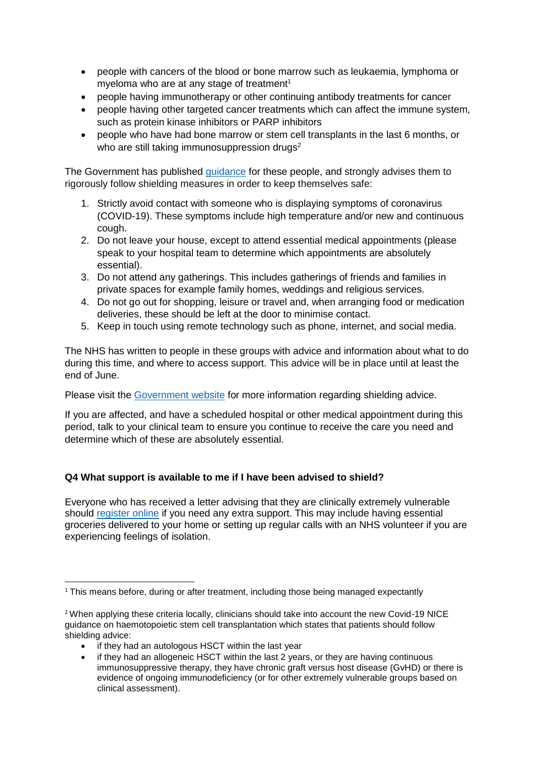- people with cancers of the blood or bone marrow such as leukaemia, lymphoma or myeloma who are at any stage of treatment[1]
- people having immunotherapy or other continuing antibody treatments for cancer
- people having other targeted cancer treatments which can affect the immune system, such as protein kinase inhibitors or PARP inhibitors
- people who have had bone marrow or stem cell transplants in the last 6 months, or who are still taking immunosuppression drugs[2]

The Government has published guidance for these people, and strongly advises them to rigorously follow shielding measures in order to keep themselves safe:

1. Strictly avoid contact with someone who is displaying symptoms of coronavirus (COVID-19). These symptoms include high temperature and/or new and continuous cough.
2. Do not leave your house, except to attend essential medical appointments (please speak to your hospital team to determine which appointments are absolutely essential).
3. Do not attend any gatherings. This includes gatherings of friends and families in private spaces for example family homes, weddings and religious services.
4. Do not go out for shopping, leisure or travel and, when arranging food or medication deliveries, these should be left at the door to minimise contact.
5. Keep in touch using remote technology such as phone, internet, and social media.

The NHS has written to people in these groups with advice and information about what to do during this time, and where to access support. This advice will be in place until at least the end of June.

Please visit the Government website for more information regarding shielding advice.

If you are affected, and have a scheduled hospital or other medical appointment during this period, talk to your clinical team to ensure you continue to receive the care you need and determine which of these are absolutely essential.

**Q4 What support is available to me if I have been advised to shield?**

Everyone who has received a letter advising that they are clinically extremely vulnerable should register online if you need any extra support. This may include having essential groceries delivered to your home or setting up regular calls with an NHS volunteer if you are experiencing feelings of isolation.

---

[1] This means before, during or after treatment, including those being managed expectantly

[2] When applying these criteria locally, clinicians should take into account the new Covid-19 NICE guidance on haematopoietic stem cell transplantation which states that patients should follow shielding advice:

- if they had an autologous HSCT within the last year
- if they had an allogeneic HSCT within the last 2 years, or they are having continuous immunosuppressive therapy, they have chronic graft versus host disease (GvHD) or there is evidence of ongoing immunodeficiency (or for other extremely vulnerable groups based on clinical assessment).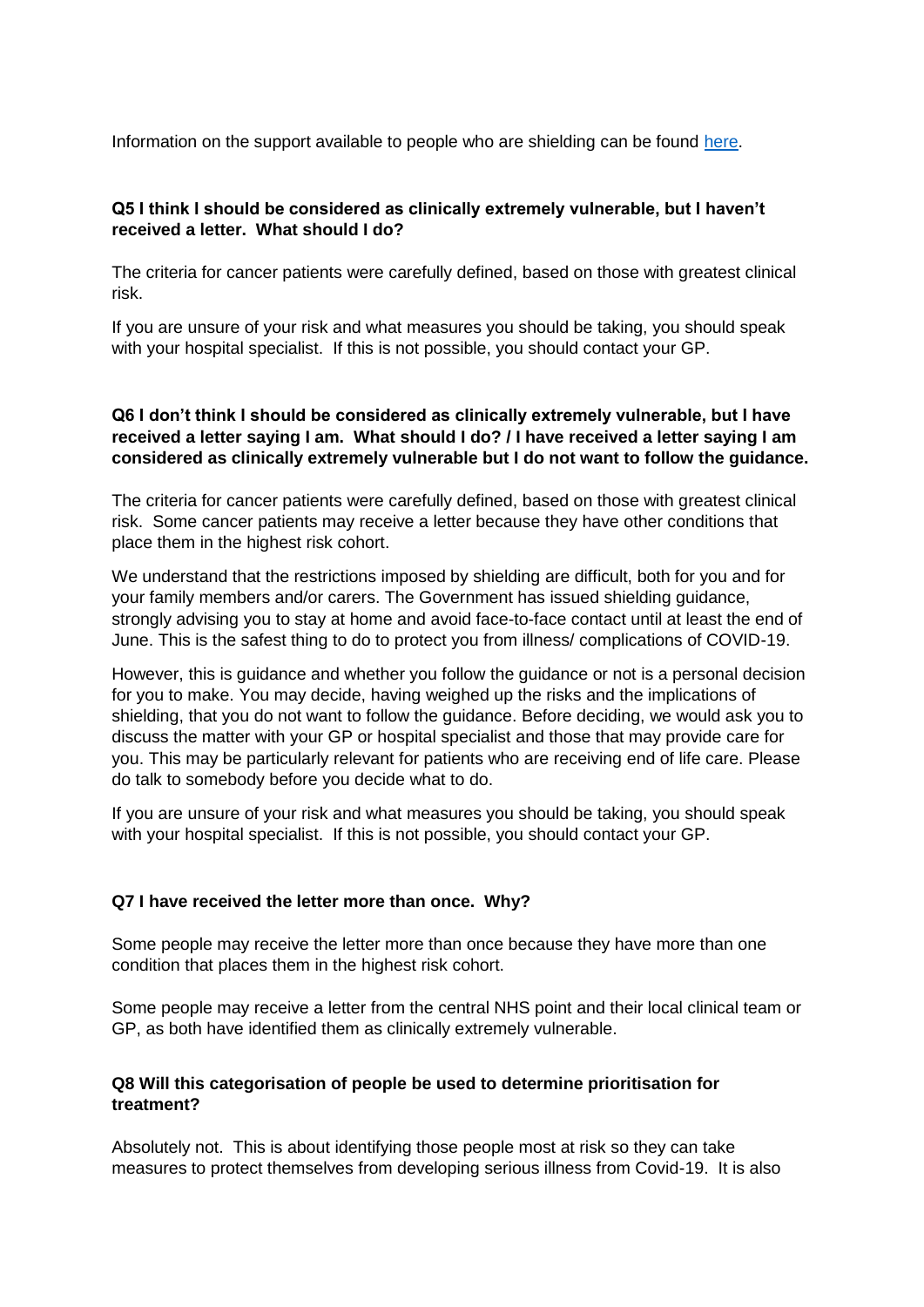Information on the support available to people who are shielding can be found here.

**Q5 I think I should be considered as clinically extremely vulnerable, but I haven't received a letter. What should I do?**

The criteria for cancer patients were carefully defined, based on those with greatest clinical risk.

If you are unsure of your risk and what measures you should be taking, you should speak with your hospital specialist. If this is not possible, you should contact your GP.

**Q6 I don't think I should be considered as clinically extremely vulnerable, but I have received a letter saying I am. What should I do? / I have received a letter saying I am considered as clinically extremely vulnerable but I do not want to follow the guidance.**

The criteria for cancer patients were carefully defined, based on those with greatest clinical risk. Some cancer patients may receive a letter because they have other conditions that place them in the highest risk cohort.

We understand that the restrictions imposed by shielding are difficult, both for you and for your family members and/or carers. The Government has issued shielding guidance, strongly advising you to stay at home and avoid face-to-face contact until at least the end of June. This is the safest thing to do to protect you from illness/ complications of COVID-19.

However, this is guidance and whether you follow the guidance or not is a personal decision for you to make. You may decide, having weighed up the risks and the implications of shielding, that you do not want to follow the guidance. Before deciding, we would ask you to discuss the matter with your GP or hospital specialist and those that may provide care for you. This may be particularly relevant for patients who are receiving end of life care. Please do talk to somebody before you decide what to do.

If you are unsure of your risk and what measures you should be taking, you should speak with your hospital specialist. If this is not possible, you should contact your GP.

**Q7 I have received the letter more than once. Why?**

Some people may receive the letter more than once because they have more than one condition that places them in the highest risk cohort.

Some people may receive a letter from the central NHS point and their local clinical team or GP, as both have identified them as clinically extremely vulnerable.

**Q8 Will this categorisation of people be used to determine prioritisation for treatment?**

Absolutely not. This is about identifying those people most at risk so they can take measures to protect themselves from developing serious illness from Covid-19. It is also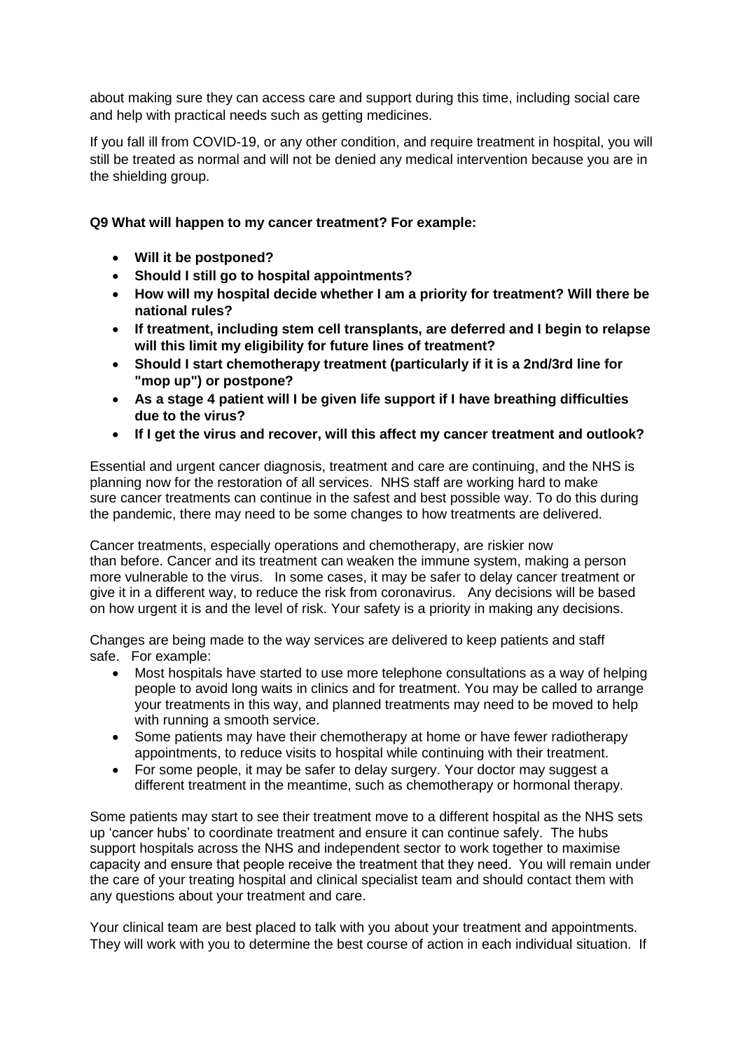about making sure they can access care and support during this time, including social care and help with practical needs such as getting medicines.

If you fall ill from COVID-19, or any other condition, and require treatment in hospital, you will still be treated as normal and will not be denied any medical intervention because you are in the shielding group.

**Q9 What will happen to my cancer treatment? For example:**

- **Will it be postponed?**
- **Should I still go to hospital appointments?**
- **How will my hospital decide whether I am a priority for treatment? Will there be national rules?**
- **If treatment, including stem cell transplants, are deferred and I begin to relapse will this limit my eligibility for future lines of treatment?**
- **Should I start chemotherapy treatment (particularly if it is a 2nd/3rd line for "mop up") or postpone?**
- **As a stage 4 patient will I be given life support if I have breathing difficulties due to the virus?**
- **If I get the virus and recover, will this affect my cancer treatment and outlook?**

Essential and urgent cancer diagnosis, treatment and care are continuing, and the NHS is planning now for the restoration of all services. NHS staff are working hard to make sure cancer treatments can continue in the safest and best possible way. To do this during the pandemic, there may need to be some changes to how treatments are delivered.

Cancer treatments, especially operations and chemotherapy, are riskier now than before. Cancer and its treatment can weaken the immune system, making a person more vulnerable to the virus. In some cases, it may be safer to delay cancer treatment or give it in a different way, to reduce the risk from coronavirus. Any decisions will be based on how urgent it is and the level of risk. Your safety is a priority in making any decisions.

Changes are being made to the way services are delivered to keep patients and staff safe. For example:

- Most hospitals have started to use more telephone consultations as a way of helping people to avoid long waits in clinics and for treatment. You may be called to arrange your treatments in this way, and planned treatments may need to be moved to help with running a smooth service.
- Some patients may have their chemotherapy at home or have fewer radiotherapy appointments, to reduce visits to hospital while continuing with their treatment.
- For some people, it may be safer to delay surgery. Your doctor may suggest a different treatment in the meantime, such as chemotherapy or hormonal therapy.

Some patients may start to see their treatment move to a different hospital as the NHS sets up 'cancer hubs' to coordinate treatment and ensure it can continue safely. The hubs support hospitals across the NHS and independent sector to work together to maximise capacity and ensure that people receive the treatment that they need. You will remain under the care of your treating hospital and clinical specialist team and should contact them with any questions about your treatment and care.

Your clinical team are best placed to talk with you about your treatment and appointments. They will work with you to determine the best course of action in each individual situation. If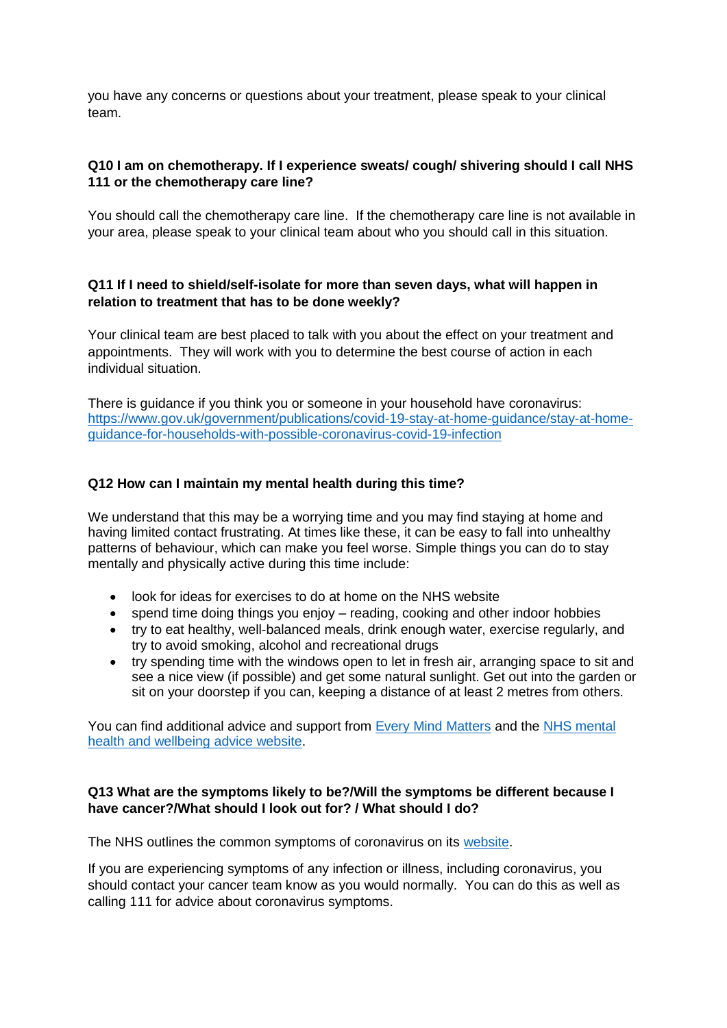you have any concerns or questions about your treatment, please speak to your clinical team.

**Q10 I am on chemotherapy. If I experience sweats/ cough/ shivering should I call NHS 111 or the chemotherapy care line?**

You should call the chemotherapy care line. If the chemotherapy care line is not available in your area, please speak to your clinical team about who you should call in this situation.

**Q11 If I need to shield/self-isolate for more than seven days, what will happen in relation to treatment that has to be done weekly?**

Your clinical team are best placed to talk with you about the effect on your treatment and appointments. They will work with you to determine the best course of action in each individual situation.

There is guidance if you think you or someone in your household have coronavirus: [https://www.gov.uk/government/publications/covid-19-stay-at-home-guidance/stay-at-home-guidance-for-households-with-possible-coronavirus-covid-19-infection](https://www.gov.uk/government/publications/covid-19-stay-at-home-guidance/stay-at-home-guidance-for-households-with-possible-coronavirus-covid-19-infection)

**Q12 How can I maintain my mental health during this time?**

We understand that this may be a worrying time and you may find staying at home and having limited contact frustrating. At times like these, it can be easy to fall into unhealthy patterns of behaviour, which can make you feel worse. Simple things you can do to stay mentally and physically active during this time include:

- look for ideas for exercises to do at home on the NHS website
- spend time doing things you enjoy – reading, cooking and other indoor hobbies
- try to eat healthy, well-balanced meals, drink enough water, exercise regularly, and try to avoid smoking, alcohol and recreational drugs
- try spending time with the windows open to let in fresh air, arranging space to sit and see a nice view (if possible) and get some natural sunlight. Get out into the garden or sit on your doorstep if you can, keeping a distance of at least 2 metres from others.

You can find additional advice and support from Every Mind Matters and the NHS mental health and wellbeing advice website.

**Q13 What are the symptoms likely to be?/Will the symptoms be different because I have cancer?/What should I look out for? / What should I do?**

The NHS outlines the common symptoms of coronavirus on its website.

If you are experiencing symptoms of any infection or illness, including coronavirus, you should contact your cancer team know as you would normally. You can do this as well as calling 111 for advice about coronavirus symptoms.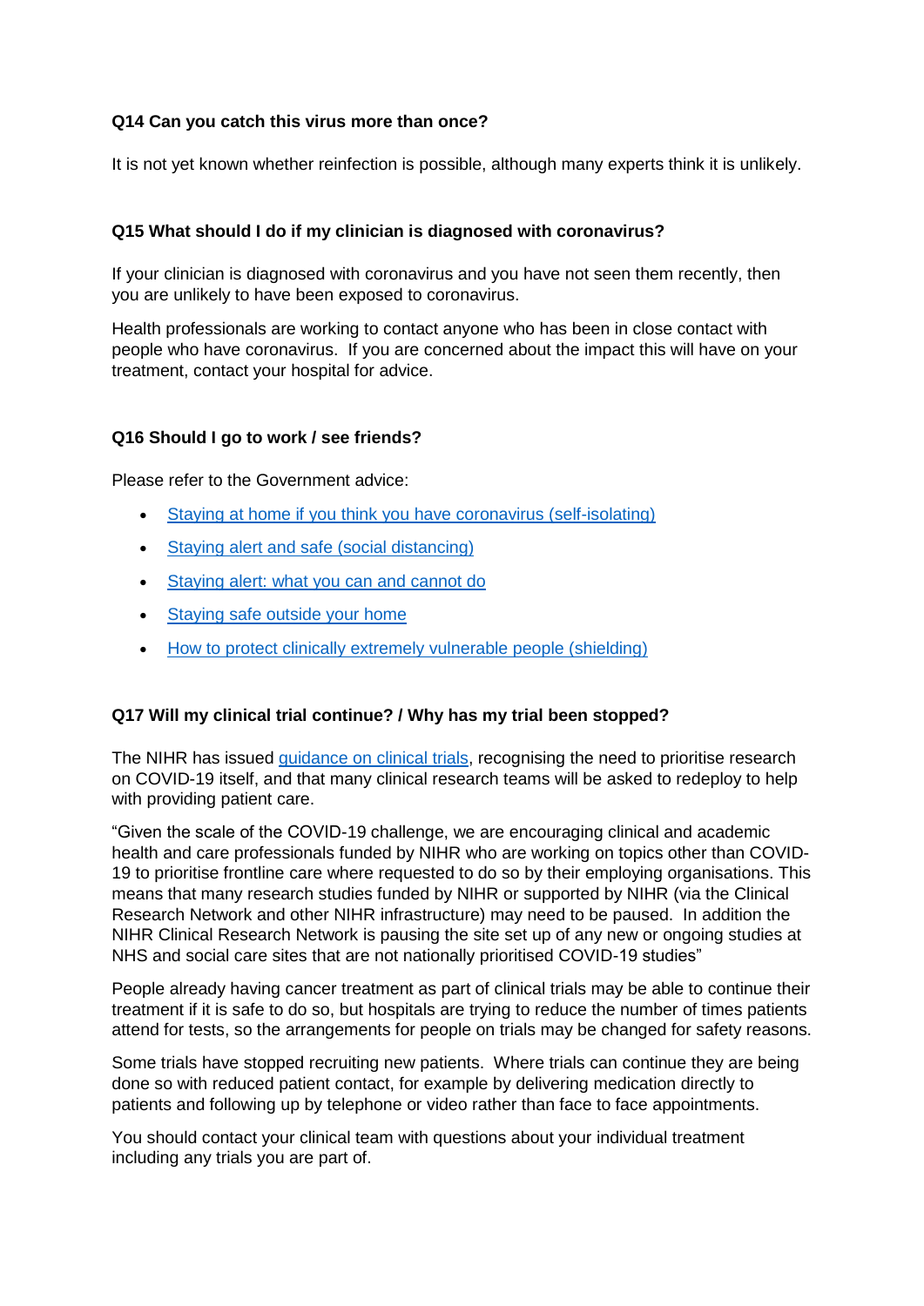**Q14 Can you catch this virus more than once?**

It is not yet known whether reinfection is possible, although many experts think it is unlikely.

**Q15 What should I do if my clinician is diagnosed with coronavirus?**

If your clinician is diagnosed with coronavirus and you have not seen them recently, then you are unlikely to have been exposed to coronavirus.

Health professionals are working to contact anyone who has been in close contact with people who have coronavirus. If you are concerned about the impact this will have on your treatment, contact your hospital for advice.

**Q16 Should I go to work / see friends?**

Please refer to the Government advice:

- Staying at home if you think you have coronavirus (self-isolating)
- Staying alert and safe (social distancing)
- Staying alert: what you can and cannot do
- Staying safe outside your home
- How to protect clinically extremely vulnerable people (shielding)

**Q17 Will my clinical trial continue? / Why has my trial been stopped?**

The NIHR has issued guidance on clinical trials, recognising the need to prioritise research on COVID-19 itself, and that many clinical research teams will be asked to redeploy to help with providing patient care.

"Given the scale of the COVID-19 challenge, we are encouraging clinical and academic health and care professionals funded by NIHR who are working on topics other than COVID-19 to prioritise frontline care where requested to do so by their employing organisations. This means that many research studies funded by NIHR or supported by NIHR (via the Clinical Research Network and other NIHR infrastructure) may need to be paused. In addition the NIHR Clinical Research Network is pausing the site set up of any new or ongoing studies at NHS and social care sites that are not nationally prioritised COVID-19 studies"

People already having cancer treatment as part of clinical trials may be able to continue their treatment if it is safe to do so, but hospitals are trying to reduce the number of times patients attend for tests, so the arrangements for people on trials may be changed for safety reasons.

Some trials have stopped recruiting new patients. Where trials can continue they are being done so with reduced patient contact, for example by delivering medication directly to patients and following up by telephone or video rather than face to face appointments.

You should contact your clinical team with questions about your individual treatment including any trials you are part of.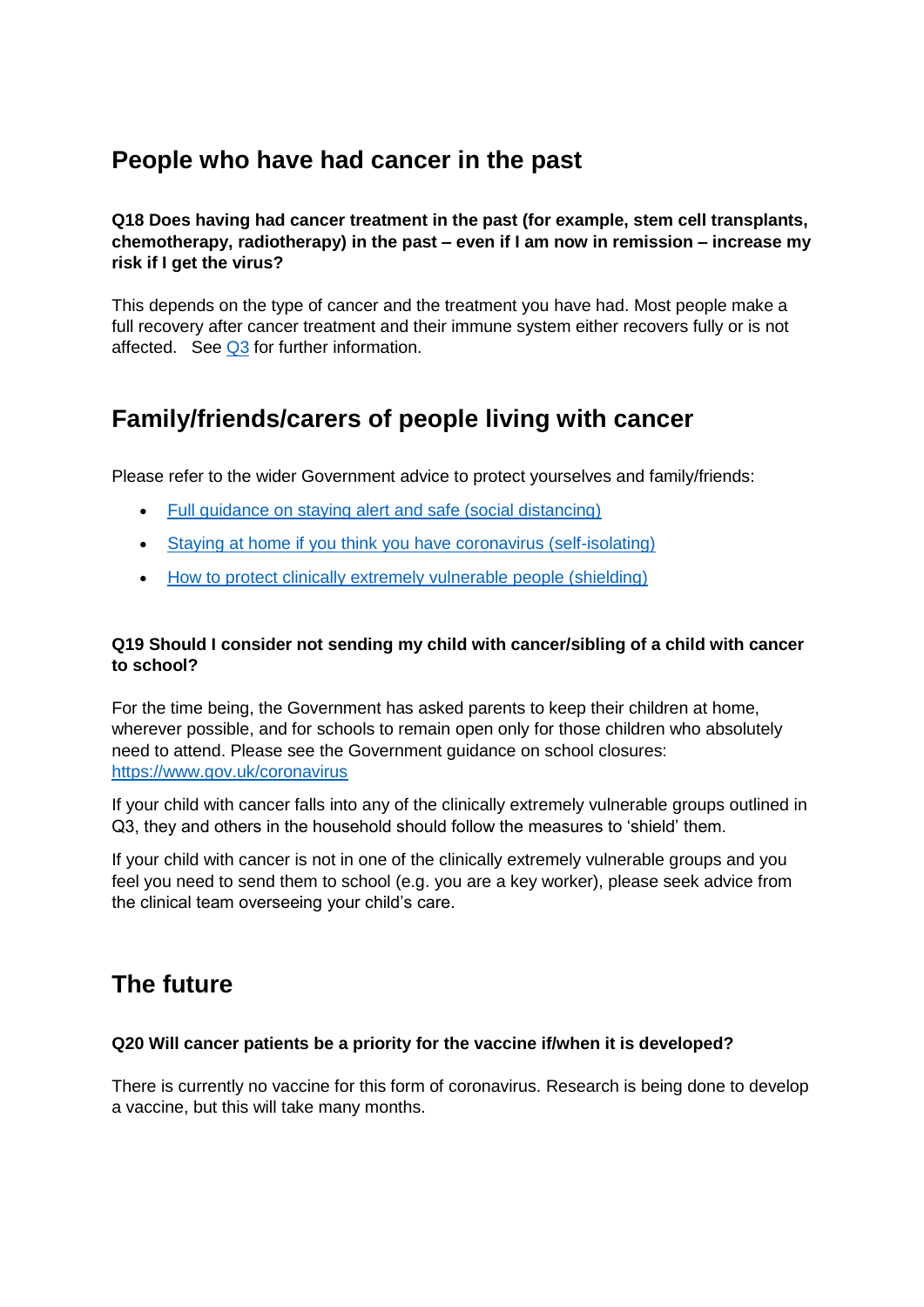## People who have had cancer in the past

**Q18 Does having had cancer treatment in the past (for example, stem cell transplants, chemotherapy, radiotherapy) in the past – even if I am now in remission – increase my risk if I get the virus?**

This depends on the type of cancer and the treatment you have had. Most people make a full recovery after cancer treatment and their immune system either recovers fully or is not affected. See Q3 for further information.

## Family/friends/carers of people living with cancer

Please refer to the wider Government advice to protect yourselves and family/friends:

- Full guidance on staying alert and safe (social distancing)
- Staying at home if you think you have coronavirus (self-isolating)
- How to protect clinically extremely vulnerable people (shielding)

**Q19 Should I consider not sending my child with cancer/sibling of a child with cancer to school?**

For the time being, the Government has asked parents to keep their children at home, wherever possible, and for schools to remain open only for those children who absolutely need to attend. Please see the Government guidance on school closures: https://www.gov.uk/coronavirus

If your child with cancer falls into any of the clinically extremely vulnerable groups outlined in Q3, they and others in the household should follow the measures to 'shield' them.

If your child with cancer is not in one of the clinically extremely vulnerable groups and you feel you need to send them to school (e.g. you are a key worker), please seek advice from the clinical team overseeing your child's care.

## The future

**Q20 Will cancer patients be a priority for the vaccine if/when it is developed?**

There is currently no vaccine for this form of coronavirus. Research is being done to develop a vaccine, but this will take many months.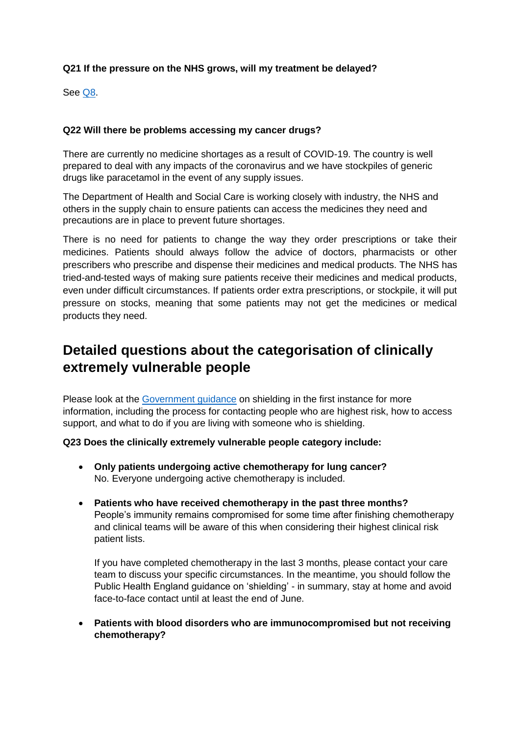**Q21 If the pressure on the NHS grows, will my treatment be delayed?**

See [Q8](#).

**Q22 Will there be problems accessing my cancer drugs?**

There are currently no medicine shortages as a result of COVID-19. The country is well prepared to deal with any impacts of the coronavirus and we have stockpiles of generic drugs like paracetamol in the event of any supply issues.

The Department of Health and Social Care is working closely with industry, the NHS and others in the supply chain to ensure patients can access the medicines they need and precautions are in place to prevent future shortages.

There is no need for patients to change the way they order prescriptions or take their medicines. Patients should always follow the advice of doctors, pharmacists or other prescribers who prescribe and dispense their medicines and medical products. The NHS has tried-and-tested ways of making sure patients receive their medicines and medical products, even under difficult circumstances. If patients order extra prescriptions, or stockpile, it will put pressure on stocks, meaning that some patients may not get the medicines or medical products they need.

## Detailed questions about the categorisation of clinically extremely vulnerable people

Please look at the [Government guidance](#) on shielding in the first instance for more information, including the process for contacting people who are highest risk, how to access support, and what to do if you are living with someone who is shielding.

**Q23 Does the clinically extremely vulnerable people category include:**

- **Only patients undergoing active chemotherapy for lung cancer?**
  No. Everyone undergoing active chemotherapy is included.

- **Patients who have received chemotherapy in the past three months?**
  People's immunity remains compromised for some time after finishing chemotherapy and clinical teams will be aware of this when considering their highest clinical risk patient lists.

  If you have completed chemotherapy in the last 3 months, please contact your care team to discuss your specific circumstances. In the meantime, you should follow the Public Health England guidance on 'shielding' - in summary, stay at home and avoid face-to-face contact until at least the end of June.

- **Patients with blood disorders who are immunocompromised but not receiving chemotherapy?**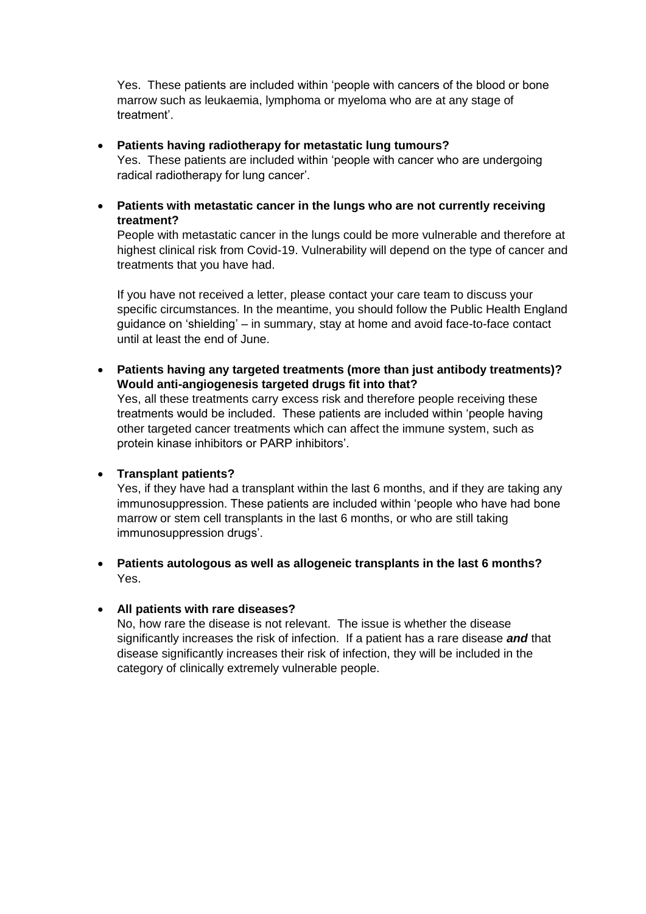Yes. These patients are included within 'people with cancers of the blood or bone marrow such as leukaemia, lymphoma or myeloma who are at any stage of treatment'.

- **Patients having radiotherapy for metastatic lung tumours?**
  Yes. These patients are included within 'people with cancer who are undergoing radical radiotherapy for lung cancer'.

- **Patients with metastatic cancer in the lungs who are not currently receiving treatment?**
  People with metastatic cancer in the lungs could be more vulnerable and therefore at highest clinical risk from Covid-19. Vulnerability will depend on the type of cancer and treatments that you have had.

  If you have not received a letter, please contact your care team to discuss your specific circumstances. In the meantime, you should follow the Public Health England guidance on 'shielding' – in summary, stay at home and avoid face-to-face contact until at least the end of June.

- **Patients having any targeted treatments (more than just antibody treatments)? Would anti-angiogenesis targeted drugs fit into that?**
  Yes, all these treatments carry excess risk and therefore people receiving these treatments would be included. These patients are included within 'people having other targeted cancer treatments which can affect the immune system, such as protein kinase inhibitors or PARP inhibitors'.

- **Transplant patients?**
  Yes, if they have had a transplant within the last 6 months, and if they are taking any immunosuppression. These patients are included within 'people who have had bone marrow or stem cell transplants in the last 6 months, or who are still taking immunosuppression drugs'.

- **Patients autologous as well as allogeneic transplants in the last 6 months?**
  Yes.

- **All patients with rare diseases?**
  No, how rare the disease is not relevant. The issue is whether the disease significantly increases the risk of infection. If a patient has a rare disease ***and*** that disease significantly increases their risk of infection, they will be included in the category of clinically extremely vulnerable people.